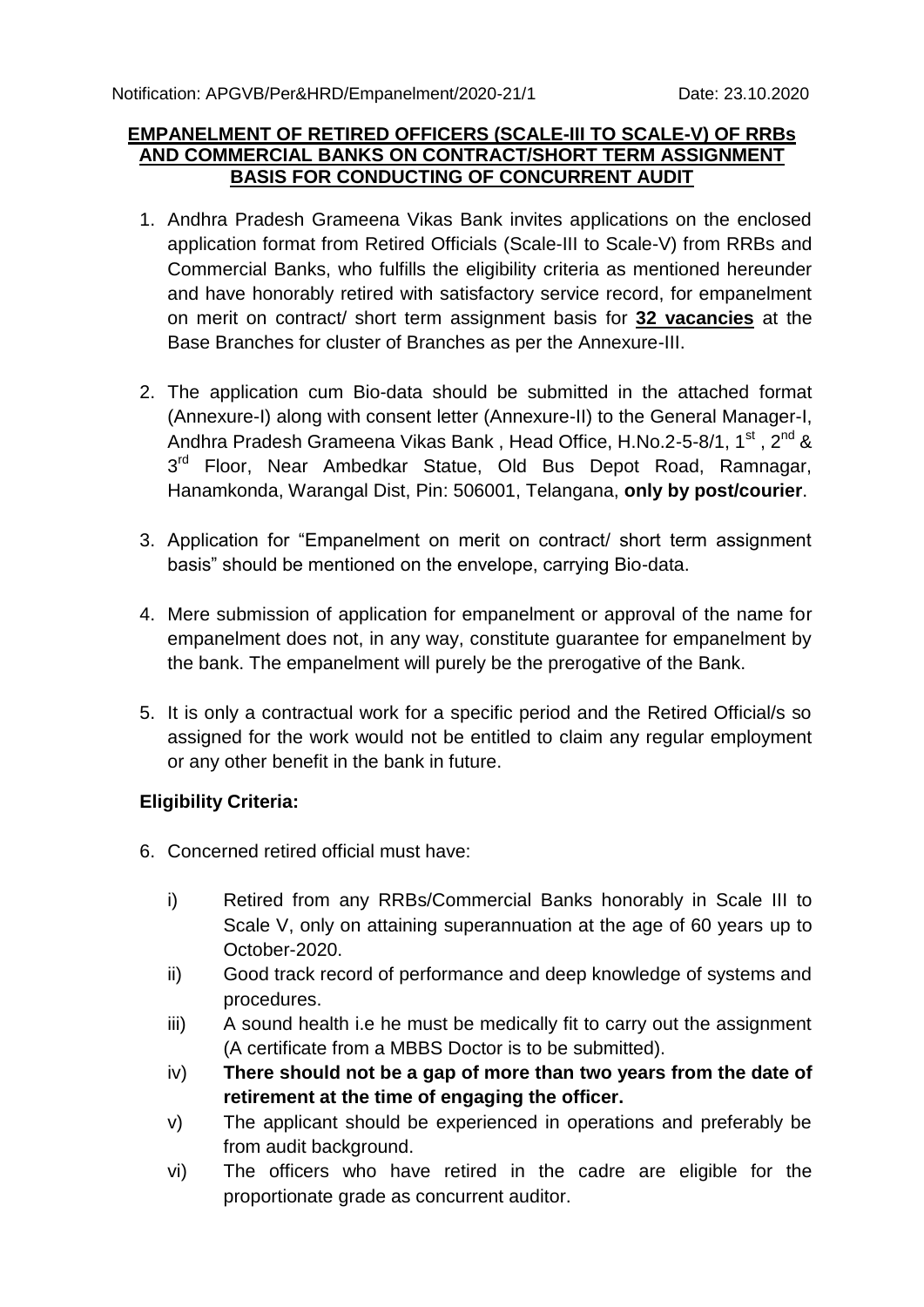Notification: APGVB/Per&HRD/Empanelment/2020-21/1 Date: 23.10.2020

## EMPANELMENT OF RETIRED OFFICERS (SCALE-III TO SCALE-V) OF RRBs AND COMMERCIAL BANKS ON CONTRACT/SHORT TERM ASSIGNMENT BASIS FOR CONDUCTING OF CONCURRENT AUDIT

1. Andhra Pradesh Grameena Vikas Bank invites applications on the enclosed application format from Retired Officials (Scale-III to Scale-V) from RRBs and Commercial Banks, who fulfills the eligibility criteria as mentioned hereunder and have honorably retired with satisfactory service record, for empanelment on merit on contract/ short term assignment basis for **32 vacancies** at the Base Branches for cluster of Branches as per the Annexure-III.

2. The application cum Bio-data should be submitted in the attached format (Annexure-I) along with consent letter (Annexure-II) to the General Manager-I, Andhra Pradesh Grameena Vikas Bank , Head Office, H.No.2-5-8/1, 1st , 2nd & 3rd Floor, Near Ambedkar Statue, Old Bus Depot Road, Ramnagar, Hanamkonda, Warangal Dist, Pin: 506001, Telangana, **only by post/courier**.

3. Application for "Empanelment on merit on contract/ short term assignment basis" should be mentioned on the envelope, carrying Bio-data.

4. Mere submission of application for empanelment or approval of the name for empanelment does not, in any way, constitute guarantee for empanelment by the bank. The empanelment will purely be the prerogative of the Bank.

5. It is only a contractual work for a specific period and the Retired Official/s so assigned for the work would not be entitled to claim any regular employment or any other benefit in the bank in future.

**Eligibility Criteria:**

6. Concerned retired official must have:

   i) Retired from any RRBs/Commercial Banks honorably in Scale III to Scale V, only on attaining superannuation at the age of 60 years up to October-2020.

   ii) Good track record of performance and deep knowledge of systems and procedures.

   iii) A sound health i.e he must be medically fit to carry out the assignment (A certificate from a MBBS Doctor is to be submitted).

   iv) **There should not be a gap of more than two years from the date of retirement at the time of engaging the officer.**

   v) The applicant should be experienced in operations and preferably be from audit background.

   vi) The officers who have retired in the cadre are eligible for the proportionate grade as concurrent auditor.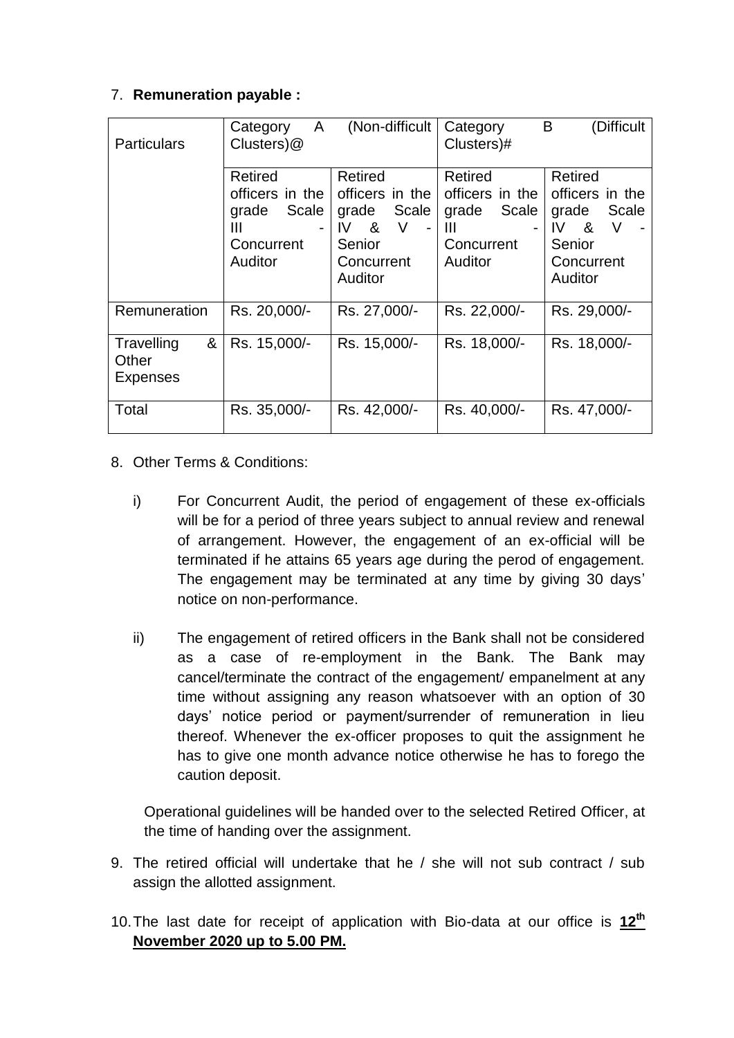7. **Remuneration payable :**

| Particulars | Category A (Non-difficult Clusters)@ | | Category B (Difficult Clusters)# | |
|---|---|---|---|---|
| | Retired officers in the grade Scale III - Concurrent Auditor | Retired officers in the grade Scale IV & V - Senior Concurrent Auditor | Retired officers in the grade Scale III - Concurrent Auditor | Retired officers in the grade Scale IV & V - Senior Concurrent Auditor |
| Remuneration | Rs. 20,000/- | Rs. 27,000/- | Rs. 22,000/- | Rs. 29,000/- |
| Travelling & Other Expenses | Rs. 15,000/- | Rs. 15,000/- | Rs. 18,000/- | Rs. 18,000/- |
| Total | Rs. 35,000/- | Rs. 42,000/- | Rs. 40,000/- | Rs. 47,000/- |

8. Other Terms & Conditions:

   i) For Concurrent Audit, the period of engagement of these ex-officials will be for a period of three years subject to annual review and renewal of arrangement. However, the engagement of an ex-official will be terminated if he attains 65 years age during the perod of engagement. The engagement may be terminated at any time by giving 30 days' notice on non-performance.

   ii) The engagement of retired officers in the Bank shall not be considered as a case of re-employment in the Bank. The Bank may cancel/terminate the contract of the engagement/ empanelment at any time without assigning any reason whatsoever with an option of 30 days' notice period or payment/surrender of remuneration in lieu thereof. Whenever the ex-officer proposes to quit the assignment he has to give one month advance notice otherwise he has to forego the caution deposit.

   Operational guidelines will be handed over to the selected Retired Officer, at the time of handing over the assignment.

9. The retired official will undertake that he / she will not sub contract / sub assign the allotted assignment.

10. The last date for receipt of application with Bio-data at our office is **12th November 2020 up to 5.00 PM.**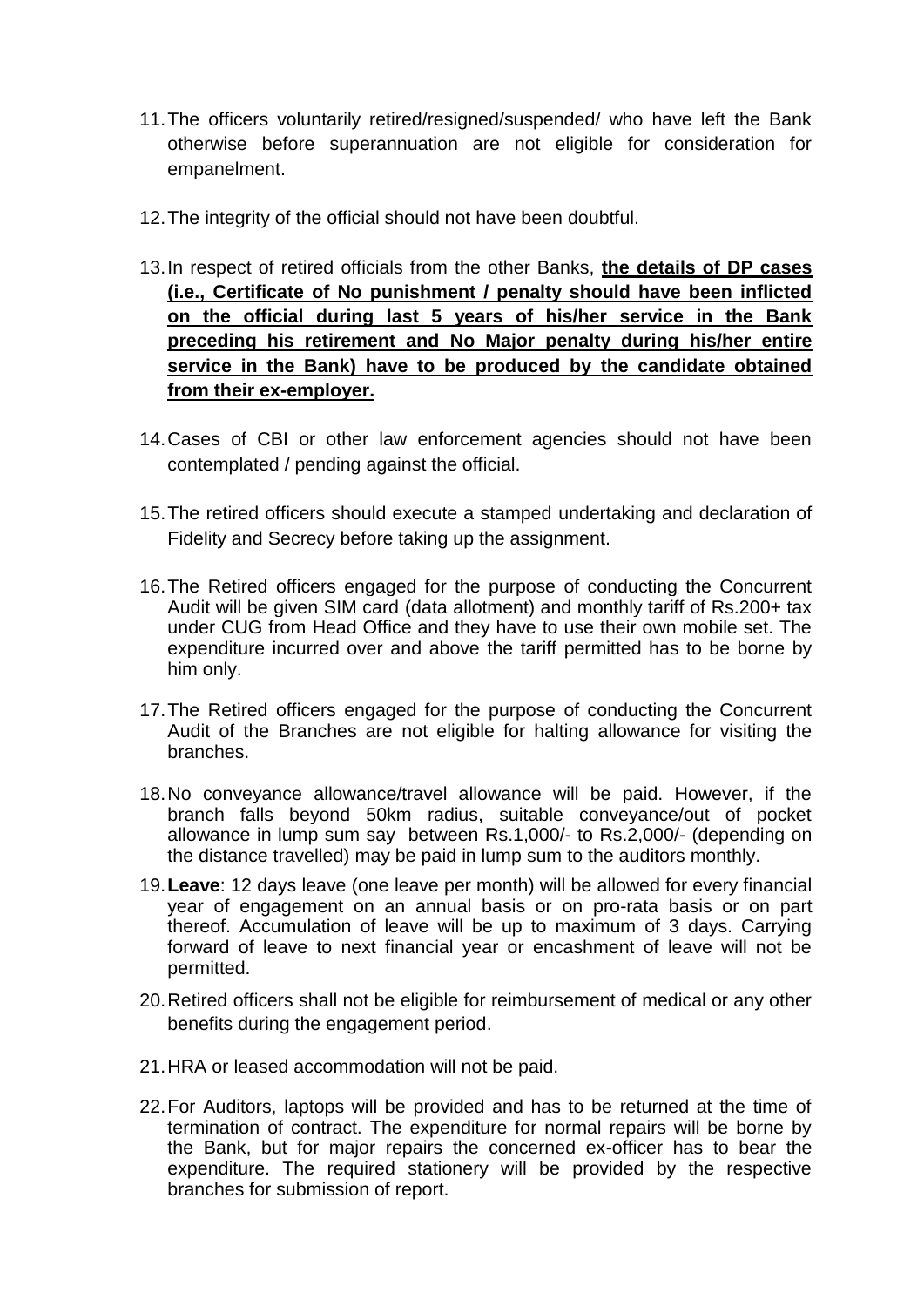11. The officers voluntarily retired/resigned/suspended/ who have left the Bank otherwise before superannuation are not eligible for consideration for empanelment.

12. The integrity of the official should not have been doubtful.

13. In respect of retired officials from the other Banks, **the details of DP cases (i.e., Certificate of No punishment / penalty should have been inflicted on the official during last 5 years of his/her service in the Bank preceding his retirement and No Major penalty during his/her entire service in the Bank) have to be produced by the candidate obtained from their ex-employer.**

14. Cases of CBI or other law enforcement agencies should not have been contemplated / pending against the official.

15. The retired officers should execute a stamped undertaking and declaration of Fidelity and Secrecy before taking up the assignment.

16. The Retired officers engaged for the purpose of conducting the Concurrent Audit will be given SIM card (data allotment) and monthly tariff of Rs.200+ tax under CUG from Head Office and they have to use their own mobile set. The expenditure incurred over and above the tariff permitted has to be borne by him only.

17. The Retired officers engaged for the purpose of conducting the Concurrent Audit of the Branches are not eligible for halting allowance for visiting the branches.

18. No conveyance allowance/travel allowance will be paid. However, if the branch falls beyond 50km radius, suitable conveyance/out of pocket allowance in lump sum say between Rs.1,000/- to Rs.2,000/- (depending on the distance travelled) may be paid in lump sum to the auditors monthly.

19. **Leave**: 12 days leave (one leave per month) will be allowed for every financial year of engagement on an annual basis or on pro-rata basis or on part thereof. Accumulation of leave will be up to maximum of 3 days. Carrying forward of leave to next financial year or encashment of leave will not be permitted.

20. Retired officers shall not be eligible for reimbursement of medical or any other benefits during the engagement period.

21. HRA or leased accommodation will not be paid.

22. For Auditors, laptops will be provided and has to be returned at the time of termination of contract. The expenditure for normal repairs will be borne by the Bank, but for major repairs the concerned ex-officer has to bear the expenditure. The required stationery will be provided by the respective branches for submission of report.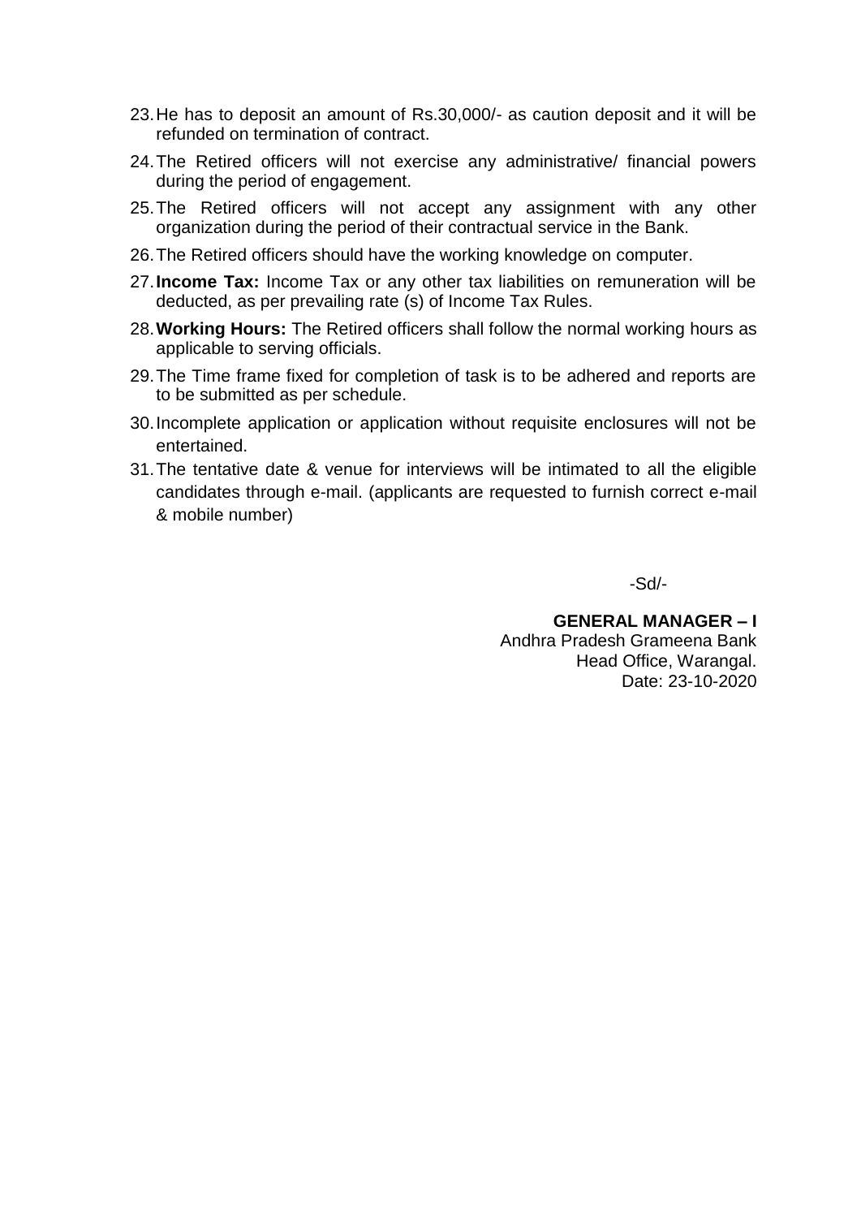23. He has to deposit an amount of Rs.30,000/- as caution deposit and it will be refunded on termination of contract.
24. The Retired officers will not exercise any administrative/ financial powers during the period of engagement.
25. The Retired officers will not accept any assignment with any other organization during the period of their contractual service in the Bank.
26. The Retired officers should have the working knowledge on computer.
27. **Income Tax:** Income Tax or any other tax liabilities on remuneration will be deducted, as per prevailing rate (s) of Income Tax Rules.
28. **Working Hours:** The Retired officers shall follow the normal working hours as applicable to serving officials.
29. The Time frame fixed for completion of task is to be adhered and reports are to be submitted as per schedule.
30. Incomplete application or application without requisite enclosures will not be entertained.
31. The tentative date & venue for interviews will be intimated to all the eligible candidates through e-mail. (applicants are requested to furnish correct e-mail & mobile number)

-Sd/-

**GENERAL MANAGER – I**
Andhra Pradesh Grameena Bank
Head Office, Warangal.
Date: 23-10-2020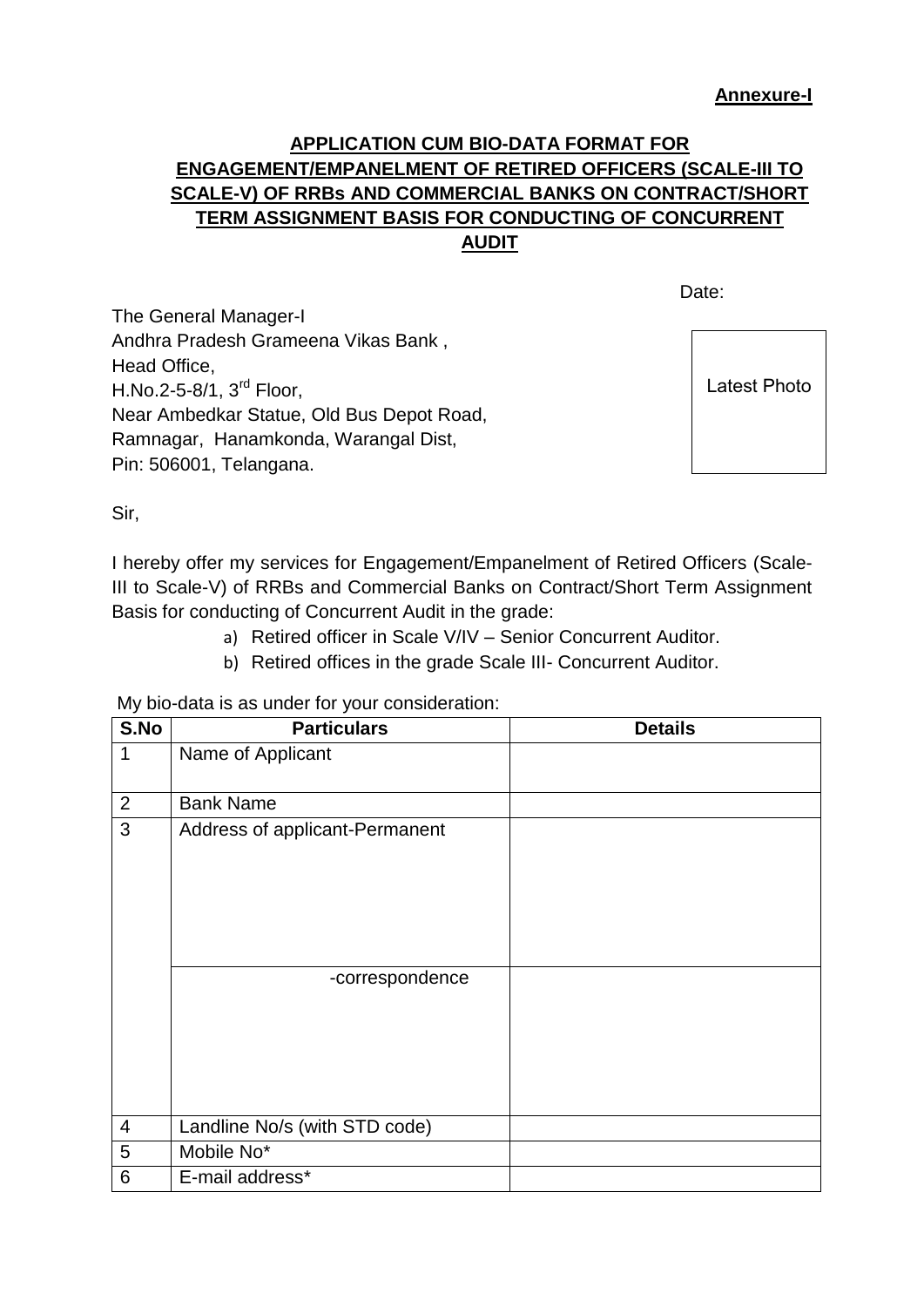**Annexure-I**

**APPLICATION CUM BIO-DATA FORMAT FOR ENGAGEMENT/EMPANELMENT OF RETIRED OFFICERS (SCALE-III TO SCALE-V) OF RRBs AND COMMERCIAL BANKS ON CONTRACT/SHORT TERM ASSIGNMENT BASIS FOR CONDUCTING OF CONCURRENT AUDIT**

Date:

The General Manager-I
Andhra Pradesh Grameena Vikas Bank ,
Head Office,
H.No.2-5-8/1, 3rd Floor,
Near Ambedkar Statue, Old Bus Depot Road,
Ramnagar, Hanamkonda, Warangal Dist,
Pin: 506001, Telangana.

Latest Photo

Sir,

I hereby offer my services for Engagement/Empanelment of Retired Officers (Scale-III to Scale-V) of RRBs and Commercial Banks on Contract/Short Term Assignment Basis for conducting of Concurrent Audit in the grade:

a) Retired officer in Scale V/IV – Senior Concurrent Auditor.
b) Retired offices in the grade Scale III- Concurrent Auditor.

My bio-data is as under for your consideration:

| S.No | Particulars | Details |
|---|---|---|
| 1 | Name of Applicant | |
| 2 | Bank Name | |
| 3 | Address of applicant-Permanent | |
| | -correspondence | |
| 4 | Landline No/s (with STD code) | |
| 5 | Mobile No* | |
| 6 | E-mail address* | |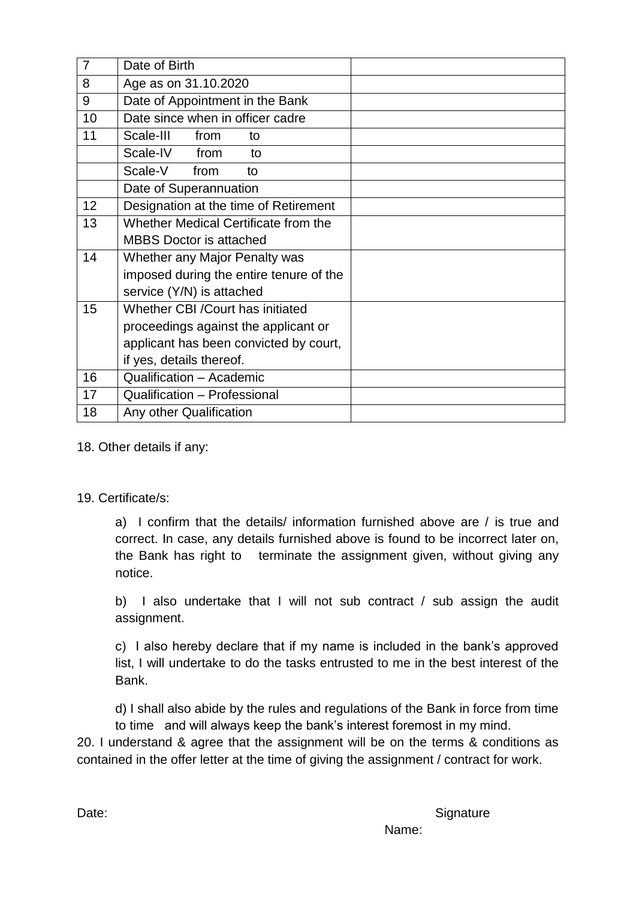| 7 | Date of Birth | |
|---|---|---|
| 8 | Age as on 31.10.2020 | |
| 9 | Date of Appointment in the Bank | |
| 10 | Date since when in officer cadre | |
| 11 | Scale-III from to | |
| | Scale-IV from to | |
| | Scale-V from to | |
| | Date of Superannuation | |
| 12 | Designation at the time of Retirement | |
| 13 | Whether Medical Certificate from the MBBS Doctor is attached | |
| 14 | Whether any Major Penalty was imposed during the entire tenure of the service (Y/N) is attached | |
| 15 | Whether CBI /Court has initiated proceedings against the applicant or applicant has been convicted by court, if yes, details thereof. | |
| 16 | Qualification – Academic | |
| 17 | Qualification – Professional | |
| 18 | Any other Qualification | |

18. Other details if any:

19. Certificate/s:

a) I confirm that the details/ information furnished above are / is true and correct. In case, any details furnished above is found to be incorrect later on, the Bank has right to terminate the assignment given, without giving any notice.

b) I also undertake that I will not sub contract / sub assign the audit assignment.

c) I also hereby declare that if my name is included in the bank's approved list, I will undertake to do the tasks entrusted to me in the best interest of the Bank.

d) I shall also abide by the rules and regulations of the Bank in force from time to time and will always keep the bank's interest foremost in my mind.

20. I understand & agree that the assignment will be on the terms & conditions as contained in the offer letter at the time of giving the assignment / contract for work.

Date:

Signature

Name: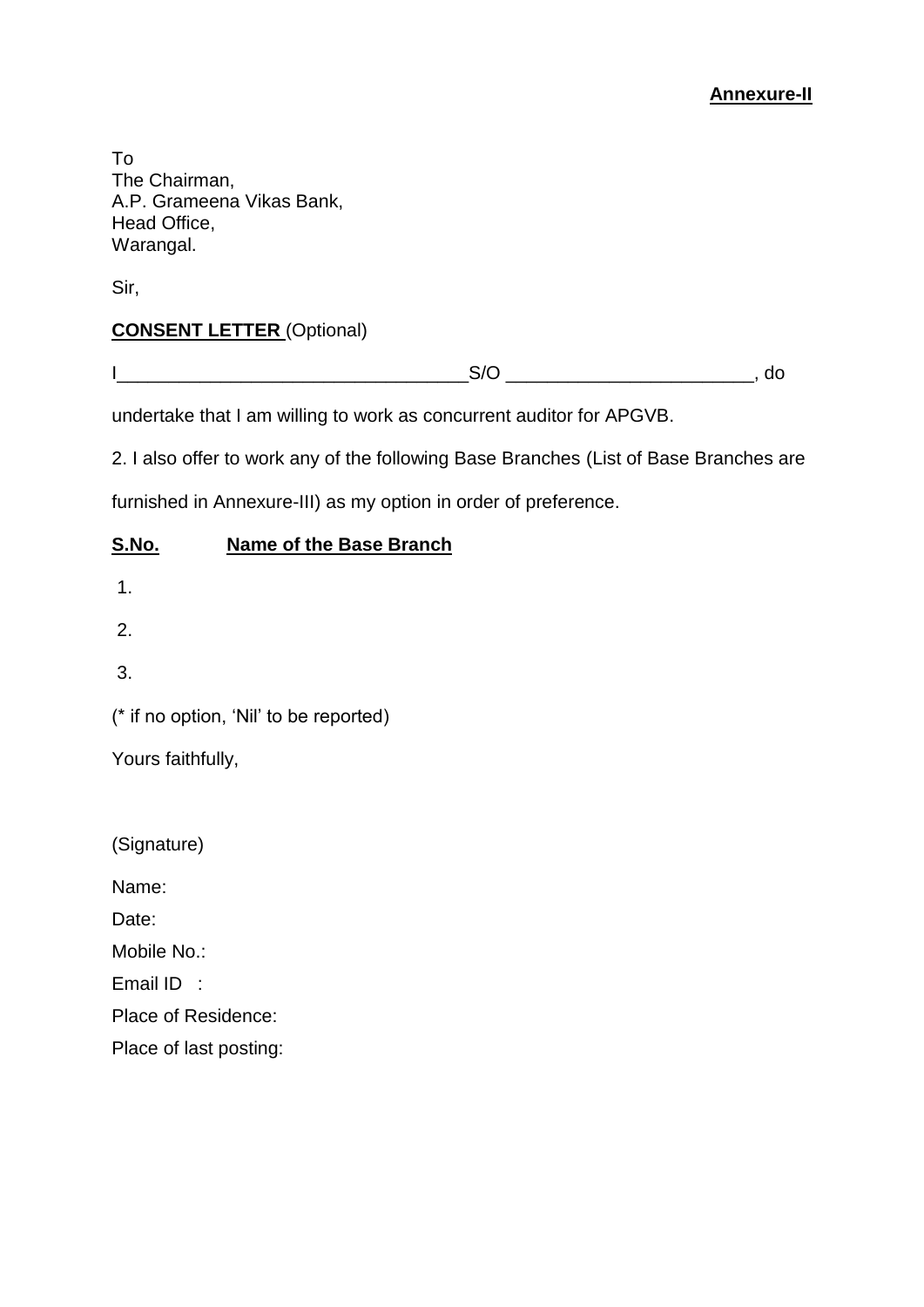**Annexure-II**

To
The Chairman,
A.P. Grameena Vikas Bank,
Head Office,
Warangal.

Sir,

**CONSENT LETTER** (Optional)

I_________________________________S/O _______________________, do

undertake that I am willing to work as concurrent auditor for APGVB.

2. I also offer to work any of the following Base Branches (List of Base Branches are furnished in Annexure-III) as my option in order of preference.

| **S.No.** | **Name of the Base Branch** |
|---|---|
| 1. | |
| 2. | |
| 3. | |

(* if no option, 'Nil' to be reported)

Yours faithfully,

(Signature)

Name:

Date:

Mobile No.:

Email ID :

Place of Residence:

Place of last posting: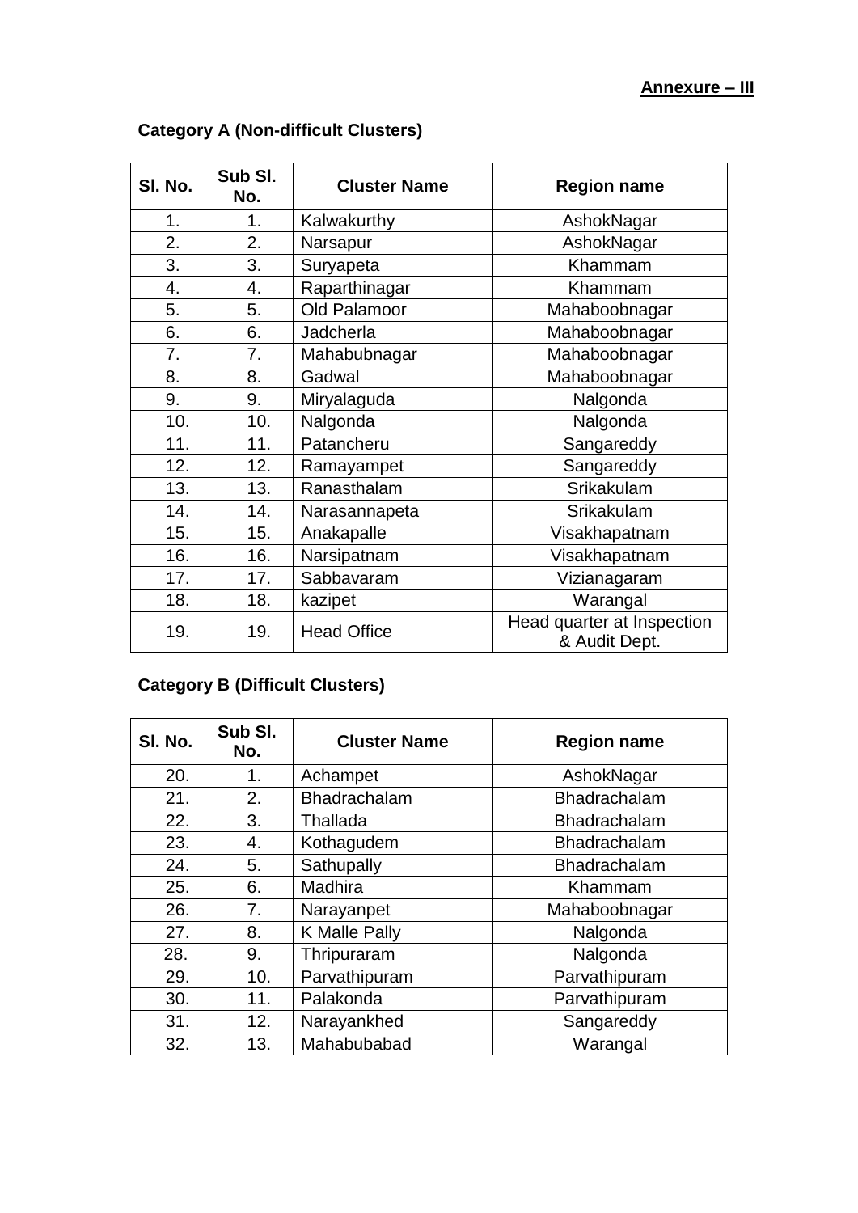**Annexure – III**

**Category A (Non-difficult Clusters)**

| Sl. No. | Sub Sl. No. | Cluster Name | Region name |
|---|---|---|---|
| 1. | 1. | Kalwakurthy | AshokNagar |
| 2. | 2. | Narsapur | AshokNagar |
| 3. | 3. | Suryapeta | Khammam |
| 4. | 4. | Raparthinagar | Khammam |
| 5. | 5. | Old Palamoor | Mahaboobnagar |
| 6. | 6. | Jadcherla | Mahaboobnagar |
| 7. | 7. | Mahabubnagar | Mahaboobnagar |
| 8. | 8. | Gadwal | Mahaboobnagar |
| 9. | 9. | Miryalaguda | Nalgonda |
| 10. | 10. | Nalgonda | Nalgonda |
| 11. | 11. | Patancheru | Sangareddy |
| 12. | 12. | Ramayampet | Sangareddy |
| 13. | 13. | Ranasthalam | Srikakulam |
| 14. | 14. | Narasannapeta | Srikakulam |
| 15. | 15. | Anakapalle | Visakhapatnam |
| 16. | 16. | Narsipatnam | Visakhapatnam |
| 17. | 17. | Sabbavaram | Vizianagaram |
| 18. | 18. | kazipet | Warangal |
| 19. | 19. | Head Office | Head quarter at Inspection & Audit Dept. |

**Category B (Difficult Clusters)**

| Sl. No. | Sub Sl. No. | Cluster Name | Region name |
|---|---|---|---|
| 20. | 1. | Achampet | AshokNagar |
| 21. | 2. | Bhadrachalam | Bhadrachalam |
| 22. | 3. | Thallada | Bhadrachalam |
| 23. | 4. | Kothagudem | Bhadrachalam |
| 24. | 5. | Sathupally | Bhadrachalam |
| 25. | 6. | Madhira | Khammam |
| 26. | 7. | Narayanpet | Mahaboobnagar |
| 27. | 8. | K Malle Pally | Nalgonda |
| 28. | 9. | Thripuraram | Nalgonda |
| 29. | 10. | Parvathipuram | Parvathipuram |
| 30. | 11. | Palakonda | Parvathipuram |
| 31. | 12. | Narayankhed | Sangareddy |
| 32. | 13. | Mahabubabad | Warangal |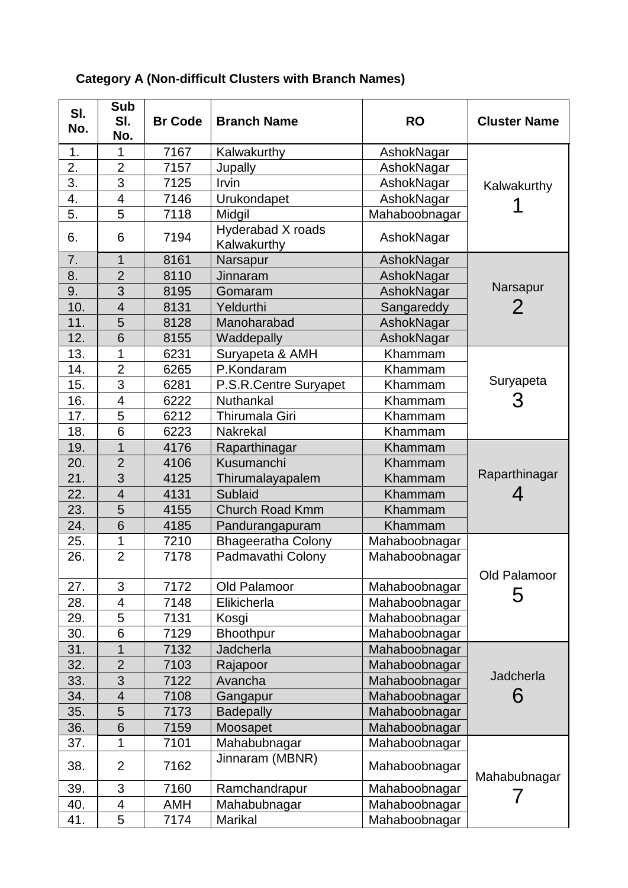**Category A (Non-difficult Clusters with Branch Names)**

| Sl. No. | Sub Sl. No. | Br Code | Branch Name | RO | Cluster Name |
|---|---|---|---|---|---|
| 1. | 1 | 7167 | Kalwakurthy | AshokNagar | Kalwakurthy 1 |
| 2. | 2 | 7157 | Jupally | AshokNagar | |
| 3. | 3 | 7125 | Irvin | AshokNagar | |
| 4. | 4 | 7146 | Urukondapet | AshokNagar | |
| 5. | 5 | 7118 | Midgil | Mahaboobnagar | |
| 6. | 6 | 7194 | Hyderabad X roads Kalwakurthy | AshokNagar | |
| 7. | 1 | 8161 | Narsapur | AshokNagar | Narsapur 2 |
| 8. | 2 | 8110 | Jinnaram | AshokNagar | |
| 9. | 3 | 8195 | Gomaram | AshokNagar | |
| 10. | 4 | 8131 | Yeldurthi | Sangareddy | |
| 11. | 5 | 8128 | Manoharabad | AshokNagar | |
| 12. | 6 | 8155 | Waddepally | AshokNagar | |
| 13. | 1 | 6231 | Suryapeta & AMH | Khammam | Suryapeta 3 |
| 14. | 2 | 6265 | P.Kondaram | Khammam | |
| 15. | 3 | 6281 | P.S.R.Centre Suryapet | Khammam | |
| 16. | 4 | 6222 | Nuthankal | Khammam | |
| 17. | 5 | 6212 | Thirumala Giri | Khammam | |
| 18. | 6 | 6223 | Nakrekal | Khammam | |
| 19. | 1 | 4176 | Raparthinagar | Khammam | Raparthinagar 4 |
| 20. | 2 | 4106 | Kusumanchi | Khammam | |
| 21. | 3 | 4125 | Thirumalayapalem | Khammam | |
| 22. | 4 | 4131 | Sublaid | Khammam | |
| 23. | 5 | 4155 | Church Road Kmm | Khammam | |
| 24. | 6 | 4185 | Pandurangapuram | Khammam | |
| 25. | 1 | 7210 | Bhageeratha Colony | Mahaboobnagar | Old Palamoor 5 |
| 26. | 2 | 7178 | Padmavathi Colony | Mahaboobnagar | |
| 27. | 3 | 7172 | Old Palamoor | Mahaboobnagar | |
| 28. | 4 | 7148 | Elikicherla | Mahaboobnagar | |
| 29. | 5 | 7131 | Kosgi | Mahaboobnagar | |
| 30. | 6 | 7129 | Bhoothpur | Mahaboobnagar | |
| 31. | 1 | 7132 | Jadcherla | Mahaboobnagar | Jadcherla 6 |
| 32. | 2 | 7103 | Rajapoor | Mahaboobnagar | |
| 33. | 3 | 7122 | Avancha | Mahaboobnagar | |
| 34. | 4 | 7108 | Gangapur | Mahaboobnagar | |
| 35. | 5 | 7173 | Badepally | Mahaboobnagar | |
| 36. | 6 | 7159 | Moosapet | Mahaboobnagar | |
| 37. | 1 | 7101 | Mahabubnagar | Mahaboobnagar | Mahabubnagar 7 |
| 38. | 2 | 7162 | Jinnaram (MBNR) | Mahaboobnagar | |
| 39. | 3 | 7160 | Ramchandrapur | Mahaboobnagar | |
| 40. | 4 | AMH | Mahabubnagar | Mahaboobnagar | |
| 41. | 5 | 7174 | Marikal | Mahaboobnagar | |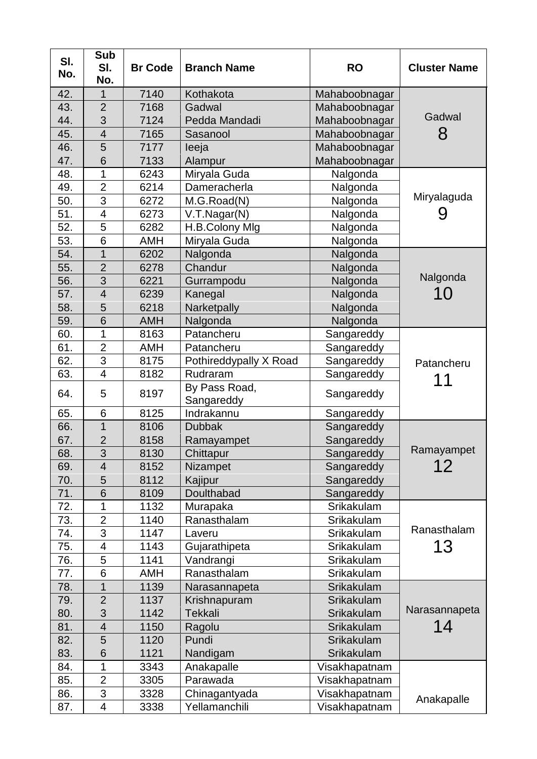| Sl. No. | Sub Sl. No. | Br Code | Branch Name | RO | Cluster Name |
|---|---|---|---|---|---|
| 42. | 1 | 7140 | Kothakota | Mahaboobnagar | Gadwal 8 |
| 43. | 2 | 7168 | Gadwal | Mahaboobnagar | |
| 44. | 3 | 7124 | Pedda Mandadi | Mahaboobnagar | |
| 45. | 4 | 7165 | Sasanool | Mahaboobnagar | |
| 46. | 5 | 7177 | Ieeja | Mahaboobnagar | |
| 47. | 6 | 7133 | Alampur | Mahaboobnagar | |
| 48. | 1 | 6243 | Miryala Guda | Nalgonda | Miryalaguda 9 |
| 49. | 2 | 6214 | Dameracherla | Nalgonda | |
| 50. | 3 | 6272 | M.G.Road(N) | Nalgonda | |
| 51. | 4 | 6273 | V.T.Nagar(N) | Nalgonda | |
| 52. | 5 | 6282 | H.B.Colony Mlg | Nalgonda | |
| 53. | 6 | AMH | Miryala Guda | Nalgonda | |
| 54. | 1 | 6202 | Nalgonda | Nalgonda | Nalgonda 10 |
| 55. | 2 | 6278 | Chandur | Nalgonda | |
| 56. | 3 | 6221 | Gurrampodu | Nalgonda | |
| 57. | 4 | 6239 | Kanegal | Nalgonda | |
| 58. | 5 | 6218 | Narketpally | Nalgonda | |
| 59. | 6 | AMH | Nalgonda | Nalgonda | |
| 60. | 1 | 8163 | Patancheru | Sangareddy | Patancheru 11 |
| 61. | 2 | AMH | Patancheru | Sangareddy | |
| 62. | 3 | 8175 | Pothireddypally X Road | Sangareddy | |
| 63. | 4 | 8182 | Rudraram | Sangareddy | |
| 64. | 5 | 8197 | By Pass Road, Sangareddy | Sangareddy | |
| 65. | 6 | 8125 | Indrakannu | Sangareddy | |
| 66. | 1 | 8106 | Dubbak | Sangareddy | Ramayampet 12 |
| 67. | 2 | 8158 | Ramayampet | Sangareddy | |
| 68. | 3 | 8130 | Chittapur | Sangareddy | |
| 69. | 4 | 8152 | Nizampet | Sangareddy | |
| 70. | 5 | 8112 | Kajipur | Sangareddy | |
| 71. | 6 | 8109 | Doulthabad | Sangareddy | |
| 72. | 1 | 1132 | Murapaka | Srikakulam | Ranasthalam 13 |
| 73. | 2 | 1140 | Ranasthalam | Srikakulam | |
| 74. | 3 | 1147 | Laveru | Srikakulam | |
| 75. | 4 | 1143 | Gujarathipeta | Srikakulam | |
| 76. | 5 | 1141 | Vandrangi | Srikakulam | |
| 77. | 6 | AMH | Ranasthalam | Srikakulam | |
| 78. | 1 | 1139 | Narasannapeta | Srikakulam | Narasannapeta 14 |
| 79. | 2 | 1137 | Krishnapuram | Srikakulam | |
| 80. | 3 | 1142 | Tekkali | Srikakulam | |
| 81. | 4 | 1150 | Ragolu | Srikakulam | |
| 82. | 5 | 1120 | Pundi | Srikakulam | |
| 83. | 6 | 1121 | Nandigam | Srikakulam | |
| 84. | 1 | 3343 | Anakapalle | Visakhapatnam | Anakapalle |
| 85. | 2 | 3305 | Parawada | Visakhapatnam | |
| 86. | 3 | 3328 | Chinagantyada | Visakhapatnam | |
| 87. | 4 | 3338 | Yellamanchili | Visakhapatnam | |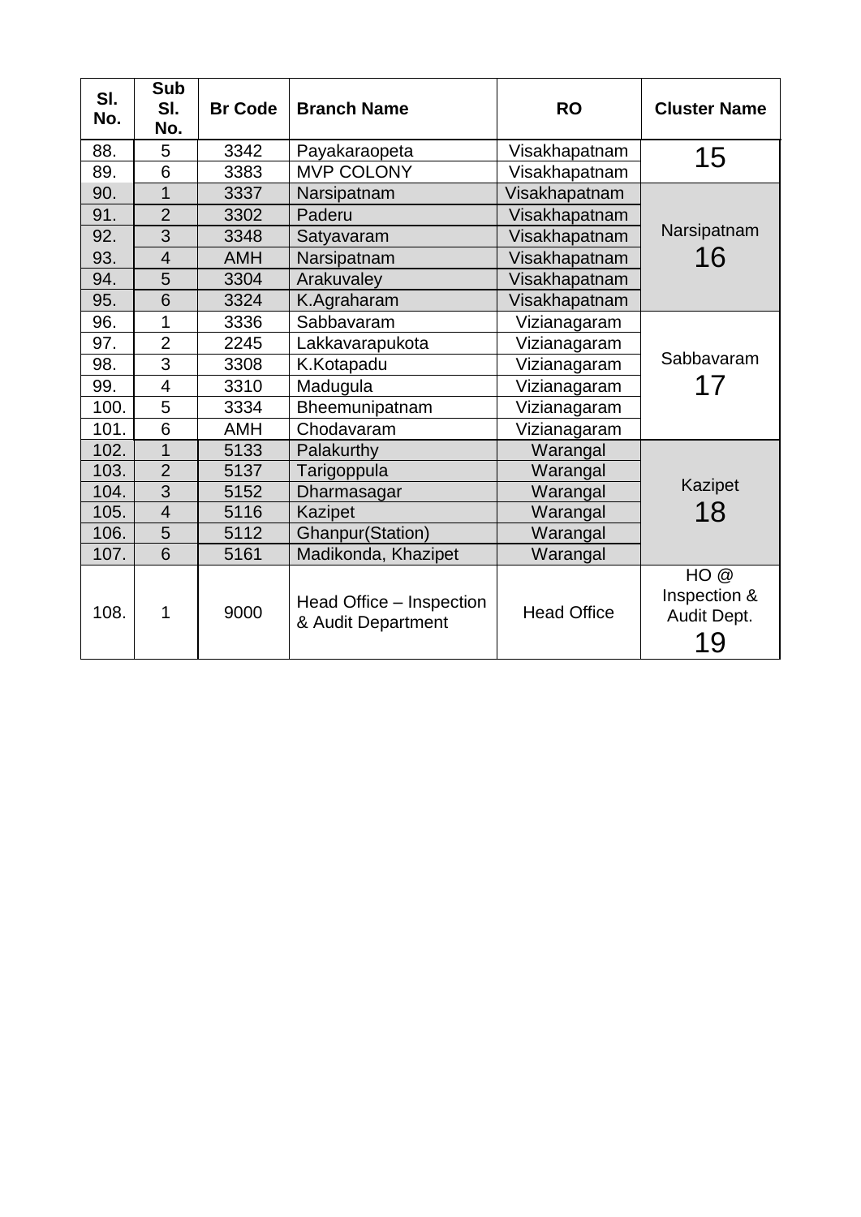| Sl. No. | Sub Sl. No. | Br Code | Branch Name | RO | Cluster Name |
|---|---|---|---|---|---|
| 88. | 5 | 3342 | Payakaraopeta | Visakhapatnam | 15 |
| 89. | 6 | 3383 | MVP COLONY | Visakhapatnam | |
| 90. | 1 | 3337 | Narsipatnam | Visakhapatnam | Narsipatnam 16 |
| 91. | 2 | 3302 | Paderu | Visakhapatnam | |
| 92. | 3 | 3348 | Satyavaram | Visakhapatnam | |
| 93. | 4 | AMH | Narsipatnam | Visakhapatnam | |
| 94. | 5 | 3304 | Arakuvaley | Visakhapatnam | |
| 95. | 6 | 3324 | K.Agraharam | Visakhapatnam | |
| 96. | 1 | 3336 | Sabbavaram | Vizianagaram | Sabbavaram 17 |
| 97. | 2 | 2245 | Lakkavarapukota | Vizianagaram | |
| 98. | 3 | 3308 | K.Kotapadu | Vizianagaram | |
| 99. | 4 | 3310 | Madugula | Vizianagaram | |
| 100. | 5 | 3334 | Bheemunipatnam | Vizianagaram | |
| 101. | 6 | AMH | Chodavaram | Vizianagaram | |
| 102. | 1 | 5133 | Palakurthy | Warangal | Kazipet 18 |
| 103. | 2 | 5137 | Tarigoppula | Warangal | |
| 104. | 3 | 5152 | Dharmasagar | Warangal | |
| 105. | 4 | 5116 | Kazipet | Warangal | |
| 106. | 5 | 5112 | Ghanpur(Station) | Warangal | |
| 107. | 6 | 5161 | Madikonda, Khazipet | Warangal | |
| 108. | 1 | 9000 | Head Office – Inspection & Audit Department | Head Office | HO @ Inspection & Audit Dept. 19 |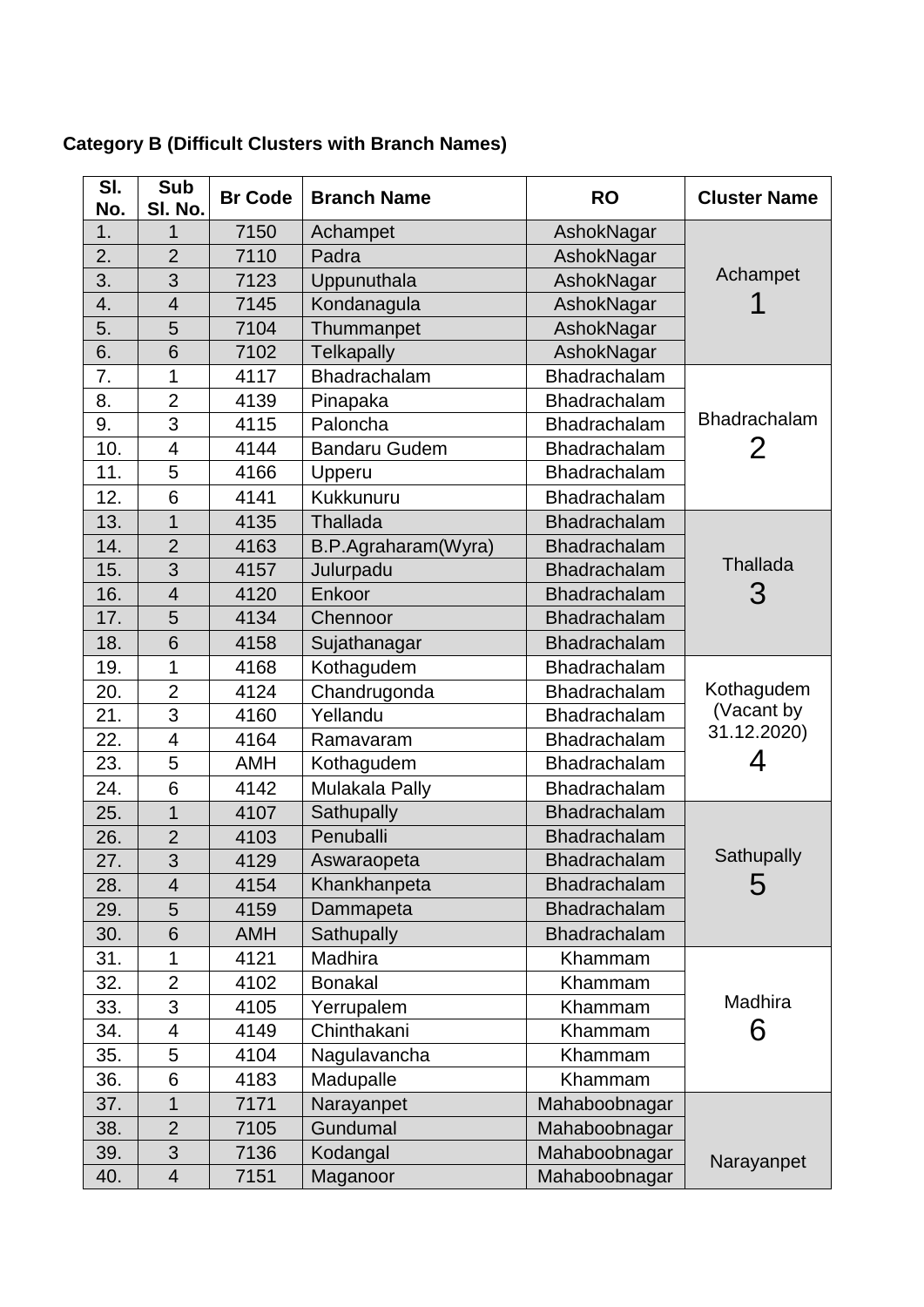**Category B (Difficult Clusters with Branch Names)**

| Sl. No. | Sub Sl. No. | Br Code | Branch Name | RO | Cluster Name |
|---|---|---|---|---|---|
| 1. | 1 | 7150 | Achampet | AshokNagar | Achampet 1 |
| 2. | 2 | 7110 | Padra | AshokNagar | |
| 3. | 3 | 7123 | Uppunuthala | AshokNagar | |
| 4. | 4 | 7145 | Kondanagula | AshokNagar | |
| 5. | 5 | 7104 | Thummanpet | AshokNagar | |
| 6. | 6 | 7102 | Telkapally | AshokNagar | |
| 7. | 1 | 4117 | Bhadrachalam | Bhadrachalam | Bhadrachalam 2 |
| 8. | 2 | 4139 | Pinapaka | Bhadrachalam | |
| 9. | 3 | 4115 | Paloncha | Bhadrachalam | |
| 10. | 4 | 4144 | Bandaru Gudem | Bhadrachalam | |
| 11. | 5 | 4166 | Upperu | Bhadrachalam | |
| 12. | 6 | 4141 | Kukkunuru | Bhadrachalam | |
| 13. | 1 | 4135 | Thallada | Bhadrachalam | Thallada 3 |
| 14. | 2 | 4163 | B.P.Agraharam(Wyra) | Bhadrachalam | |
| 15. | 3 | 4157 | Julurpadu | Bhadrachalam | |
| 16. | 4 | 4120 | Enkoor | Bhadrachalam | |
| 17. | 5 | 4134 | Chennoor | Bhadrachalam | |
| 18. | 6 | 4158 | Sujathanagar | Bhadrachalam | |
| 19. | 1 | 4168 | Kothagudem | Bhadrachalam | Kothagudem (Vacant by 31.12.2020) 4 |
| 20. | 2 | 4124 | Chandrugonda | Bhadrachalam | |
| 21. | 3 | 4160 | Yellandu | Bhadrachalam | |
| 22. | 4 | 4164 | Ramavaram | Bhadrachalam | |
| 23. | 5 | AMH | Kothagudem | Bhadrachalam | |
| 24. | 6 | 4142 | Mulakala Pally | Bhadrachalam | |
| 25. | 1 | 4107 | Sathupally | Bhadrachalam | Sathupally 5 |
| 26. | 2 | 4103 | Penuballi | Bhadrachalam | |
| 27. | 3 | 4129 | Aswaraopeta | Bhadrachalam | |
| 28. | 4 | 4154 | Khankhanpeta | Bhadrachalam | |
| 29. | 5 | 4159 | Dammapeta | Bhadrachalam | |
| 30. | 6 | AMH | Sathupally | Bhadrachalam | |
| 31. | 1 | 4121 | Madhira | Khammam | Madhira 6 |
| 32. | 2 | 4102 | Bonakal | Khammam | |
| 33. | 3 | 4105 | Yerrupalem | Khammam | |
| 34. | 4 | 4149 | Chinthakani | Khammam | |
| 35. | 5 | 4104 | Nagulavancha | Khammam | |
| 36. | 6 | 4183 | Madupalle | Khammam | |
| 37. | 1 | 7171 | Narayanpet | Mahaboobnagar | Narayanpet |
| 38. | 2 | 7105 | Gundumal | Mahaboobnagar | |
| 39. | 3 | 7136 | Kodangal | Mahaboobnagar | |
| 40. | 4 | 7151 | Maganoor | Mahaboobnagar | |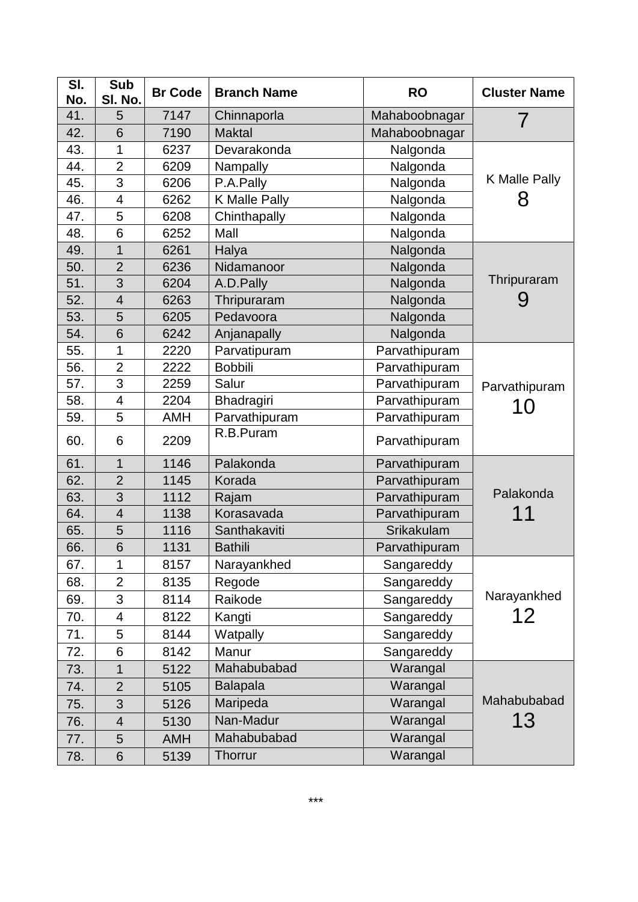| Sl. No. | Sub Sl. No. | Br Code | Branch Name | RO | Cluster Name |
|---|---|---|---|---|---|
| 41. | 5 | 7147 | Chinnaporla | Mahaboobnagar | 7 |
| 42. | 6 | 7190 | Maktal | Mahaboobnagar | |
| 43. | 1 | 6237 | Devarakonda | Nalgonda | K Malle Pally 8 |
| 44. | 2 | 6209 | Nampally | Nalgonda | |
| 45. | 3 | 6206 | P.A.Pally | Nalgonda | |
| 46. | 4 | 6262 | K Malle Pally | Nalgonda | |
| 47. | 5 | 6208 | Chinthapally | Nalgonda | |
| 48. | 6 | 6252 | Mall | Nalgonda | |
| 49. | 1 | 6261 | Halya | Nalgonda | Thripuraram 9 |
| 50. | 2 | 6236 | Nidamanoor | Nalgonda | |
| 51. | 3 | 6204 | A.D.Pally | Nalgonda | |
| 52. | 4 | 6263 | Thripuraram | Nalgonda | |
| 53. | 5 | 6205 | Pedavoora | Nalgonda | |
| 54. | 6 | 6242 | Anjanapally | Nalgonda | |
| 55. | 1 | 2220 | Parvatipuram | Parvathipuram | Parvathipuram 10 |
| 56. | 2 | 2222 | Bobbili | Parvathipuram | |
| 57. | 3 | 2259 | Salur | Parvathipuram | |
| 58. | 4 | 2204 | Bhadragiri | Parvathipuram | |
| 59. | 5 | AMH | Parvathipuram | Parvathipuram | |
| 60. | 6 | 2209 | R.B.Puram | Parvathipuram | |
| 61. | 1 | 1146 | Palakonda | Parvathipuram | Palakonda 11 |
| 62. | 2 | 1145 | Korada | Parvathipuram | |
| 63. | 3 | 1112 | Rajam | Parvathipuram | |
| 64. | 4 | 1138 | Korasavada | Parvathipuram | |
| 65. | 5 | 1116 | Santhakaviti | Srikakulam | |
| 66. | 6 | 1131 | Bathili | Parvathipuram | |
| 67. | 1 | 8157 | Narayankhed | Sangareddy | Narayankhed 12 |
| 68. | 2 | 8135 | Regode | Sangareddy | |
| 69. | 3 | 8114 | Raikode | Sangareddy | |
| 70. | 4 | 8122 | Kangti | Sangareddy | |
| 71. | 5 | 8144 | Watpally | Sangareddy | |
| 72. | 6 | 8142 | Manur | Sangareddy | |
| 73. | 1 | 5122 | Mahabubabad | Warangal | Mahabubabad 13 |
| 74. | 2 | 5105 | Balapala | Warangal | |
| 75. | 3 | 5126 | Maripeda | Warangal | |
| 76. | 4 | 5130 | Nan-Madur | Warangal | |
| 77. | 5 | AMH | Mahabubabad | Warangal | |
| 78. | 6 | 5139 | Thorrur | Warangal | |

\*\*\*